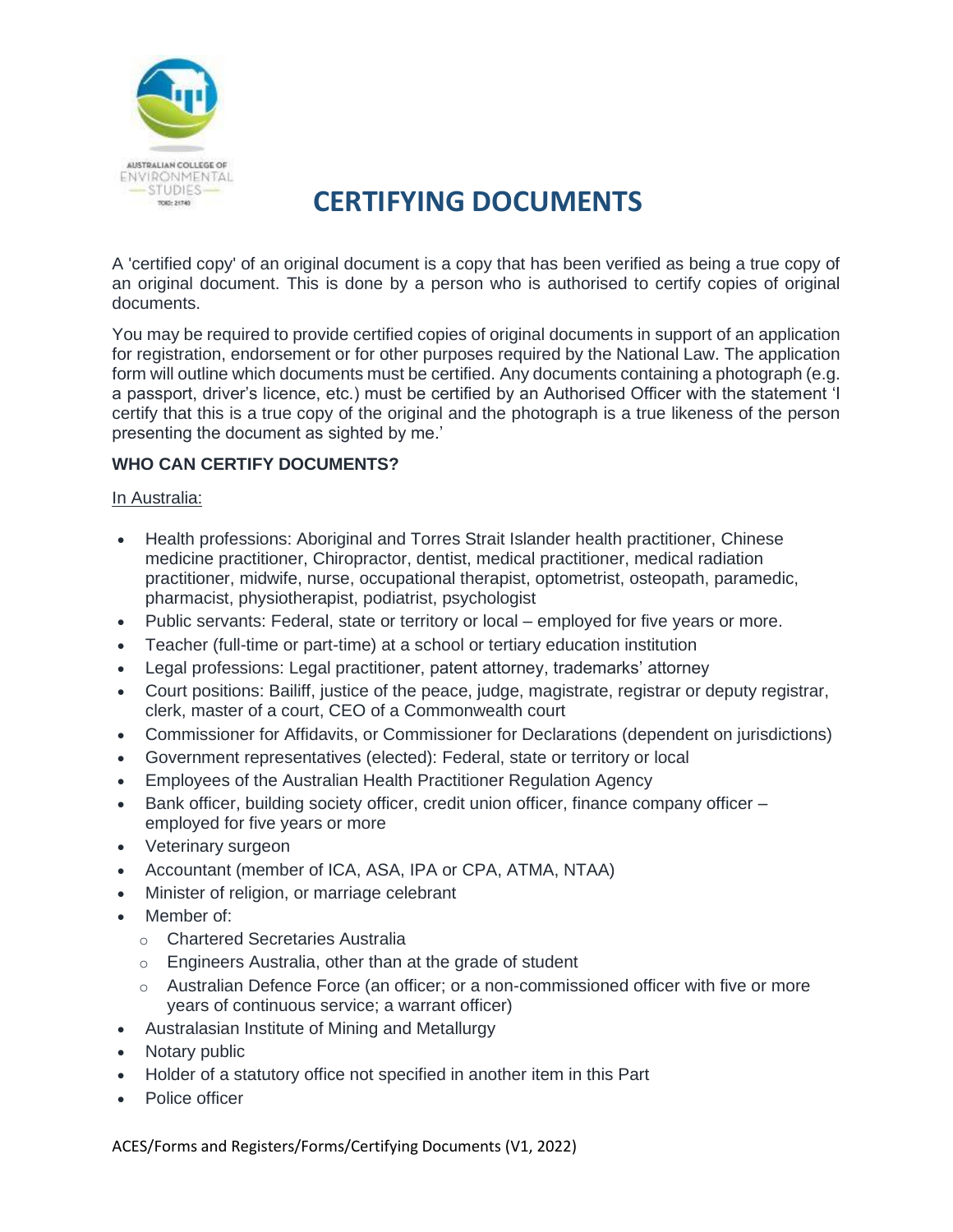# CERTIFYING DOCUMENTS

A 'certified copy' of an original document is a copy that has been verified as being a true copy of an original document. This is done by a person who is authorised to certify copies of original documents.

You may be required to provide certified copies of original documents in support of an application for registration, endorsement or for other purposes required by the National Law. The application form will outline which documents must be certified. Any documents containing a photograph (e.g. a passport, driver's licence, etc.) must be certified by an Authorised Officer with the statement 'I certify that this is a true copy of the original and the photograph is a true likeness of the person presenting the document as sighted by me.'

**WHO CAN CERTIFY DOCUMENTS?**

In Australia:

- Health professions: Aboriginal and Torres Strait Islander health practitioner, Chinese medicine practitioner, Chiropractor, dentist, medical practitioner, medical radiation practitioner, midwife, nurse, occupational therapist, optometrist, osteopath, paramedic, pharmacist, physiotherapist, podiatrist, psychologist
- Public servants: Federal, state or territory or local – employed for five years or more.
- Teacher (full-time or part-time) at a school or tertiary education institution
- Legal professions: Legal practitioner, patent attorney, trademarks' attorney
- Court positions: Bailiff, justice of the peace, judge, magistrate, registrar or deputy registrar, clerk, master of a court, CEO of a Commonwealth court
- Commissioner for Affidavits, or Commissioner for Declarations (dependent on jurisdictions)
- Government representatives (elected): Federal, state or territory or local
- Employees of the Australian Health Practitioner Regulation Agency
- Bank officer, building society officer, credit union officer, finance company officer – employed for five years or more
- Veterinary surgeon
- Accountant (member of ICA, ASA, IPA or CPA, ATMA, NTAA)
- Minister of religion, or marriage celebrant
- Member of:
  - Chartered Secretaries Australia
  - Engineers Australia, other than at the grade of student
  - Australian Defence Force (an officer; or a non-commissioned officer with five or more years of continuous service; a warrant officer)
- Australasian Institute of Mining and Metallurgy
- Notary public
- Holder of a statutory office not specified in another item in this Part
- Police officer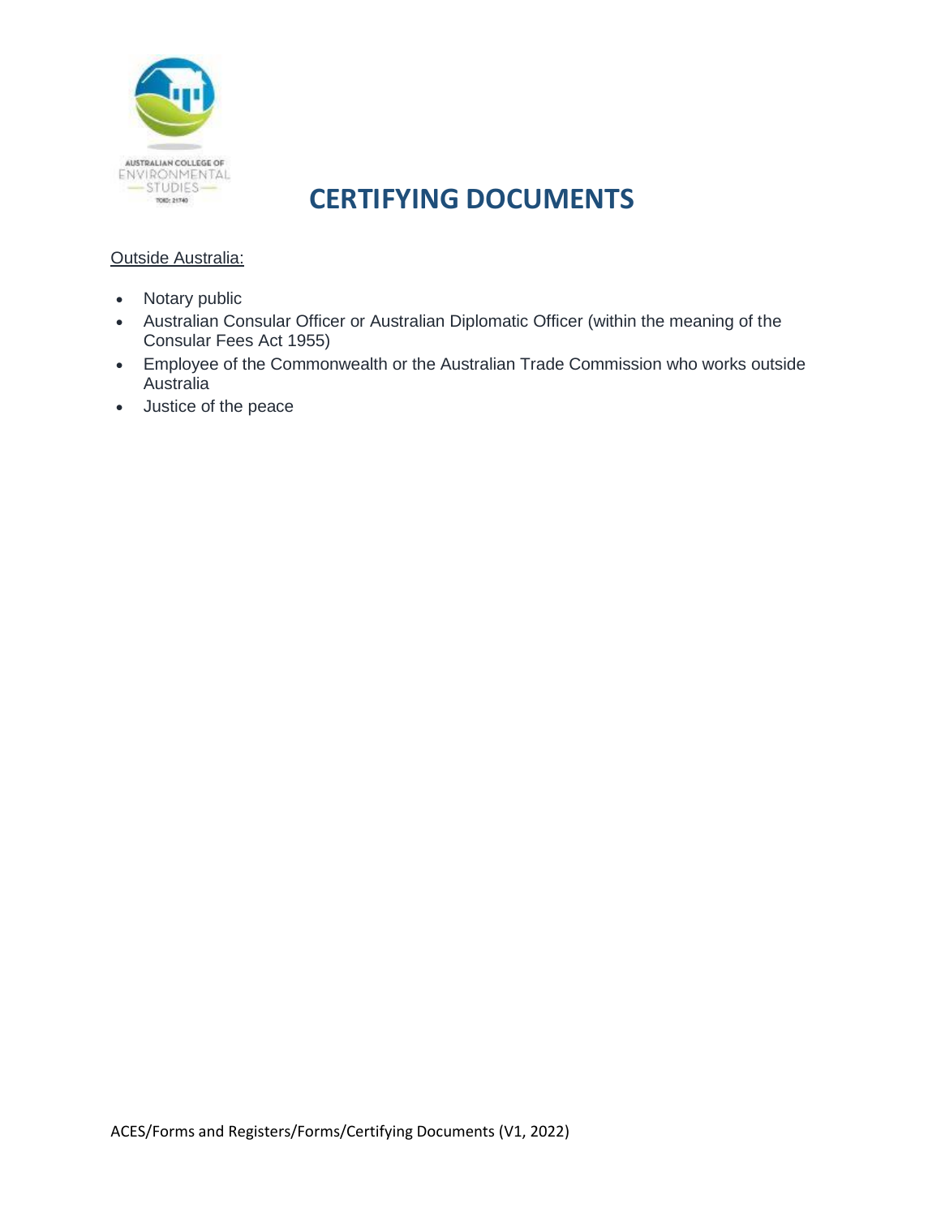# CERTIFYING DOCUMENTS

Outside Australia:

- Notary public
- Australian Consular Officer or Australian Diplomatic Officer (within the meaning of the Consular Fees Act 1955)
- Employee of the Commonwealth or the Australian Trade Commission who works outside Australia
- Justice of the peace